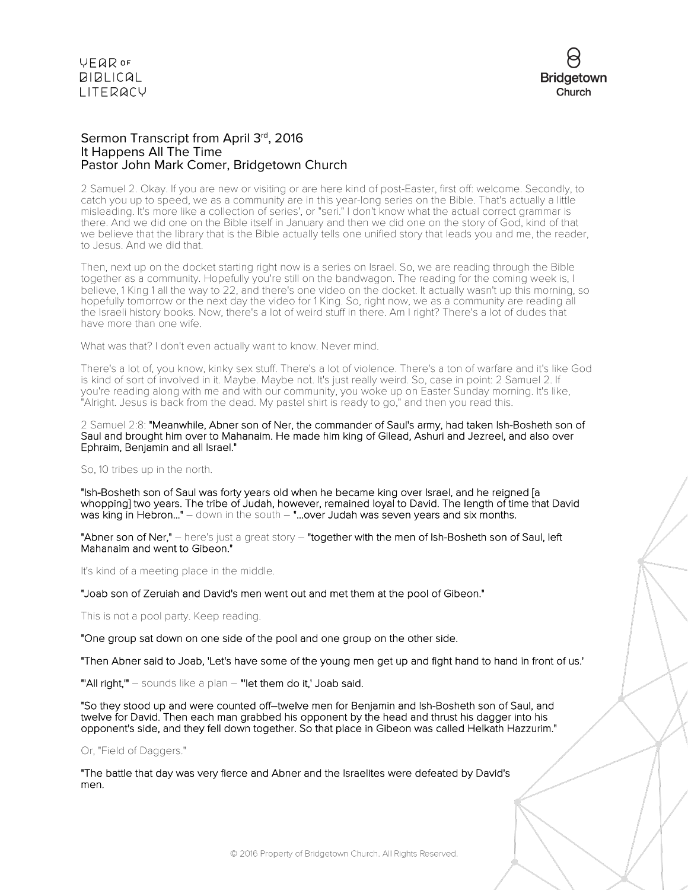# Sermon Transcript from April 3rd, 2016
## It Happens All The Time
## Pastor John Mark Comer, Bridgetown Church

2 Samuel 2. Okay. If you are new or visiting or are here kind of post-Easter, first off: welcome. Secondly, to catch you up to speed, we as a community are in this year-long series on the Bible. That's actually a little misleading. It's more like a collection of series', or "seri." I don't know what the actual correct grammar is there. And we did one on the Bible itself in January and then we did one on the story of God, kind of that we believe that the library that is the Bible actually tells one unified story that leads you and me, the reader, to Jesus. And we did that.

Then, next up on the docket starting right now is a series on Israel. So, we are reading through the Bible together as a community. Hopefully you're still on the bandwagon. The reading for the coming week is, I believe, 1 King 1 all the way to 22, and there's one video on the docket. It actually wasn't up this morning, so hopefully tomorrow or the next day the video for 1 King. So, right now, we as a community are reading all the Israeli history books. Now, there's a lot of weird stuff in there. Am I right? There's a lot of dudes that have more than one wife.

What was that? I don't even actually want to know. Never mind.

There's a lot of, you know, kinky sex stuff. There's a lot of violence. There's a ton of warfare and it's like God is kind of sort of involved in it. Maybe. Maybe not. It's just really weird. So, case in point: 2 Samuel 2. If you're reading along with me and with our community, you woke up on Easter Sunday morning. It's like, "Alright. Jesus is back from the dead. My pastel shirt is ready to go," and then you read this.

2 Samuel 2:8: **"Meanwhile, Abner son of Ner, the commander of Saul's army, had taken Ish-Bosheth son of Saul and brought him over to Mahanaim. He made him king of Gilead, Ashuri and Jezreel, and also over Ephraim, Benjamin and all Israel."**

So, 10 tribes up in the north.

**"Ish-Bosheth son of Saul was forty years old when he became king over Israel, and he reigned [a whopping] two years. The tribe of Judah, however, remained loyal to David. The length of time that David was king in Hebron..."** – down in the south – **"...over Judah was seven years and six months.**

**"Abner son of Ner,"** – here's just a great story – **"together with the men of Ish-Bosheth son of Saul, left Mahanaim and went to Gibeon."**

It's kind of a meeting place in the middle.

**"Joab son of Zeruiah and David's men went out and met them at the pool of Gibeon."**

This is not a pool party. Keep reading.

**"One group sat down on one side of the pool and one group on the other side.**

**"Then Abner said to Joab, 'Let's have some of the young men get up and fight hand to hand in front of us.'**

**"'All right,'"** – sounds like a plan – **"'let them do it,' Joab said.**

**"So they stood up and were counted off–twelve men for Benjamin and Ish-Bosheth son of Saul, and twelve for David. Then each man grabbed his opponent by the head and thrust his dagger into his opponent's side, and they fell down together. So that place in Gibeon was called Helkath Hazzurim."**

Or, "Field of Daggers."

**"The battle that day was very fierce and Abner and the Israelites were defeated by David's men.**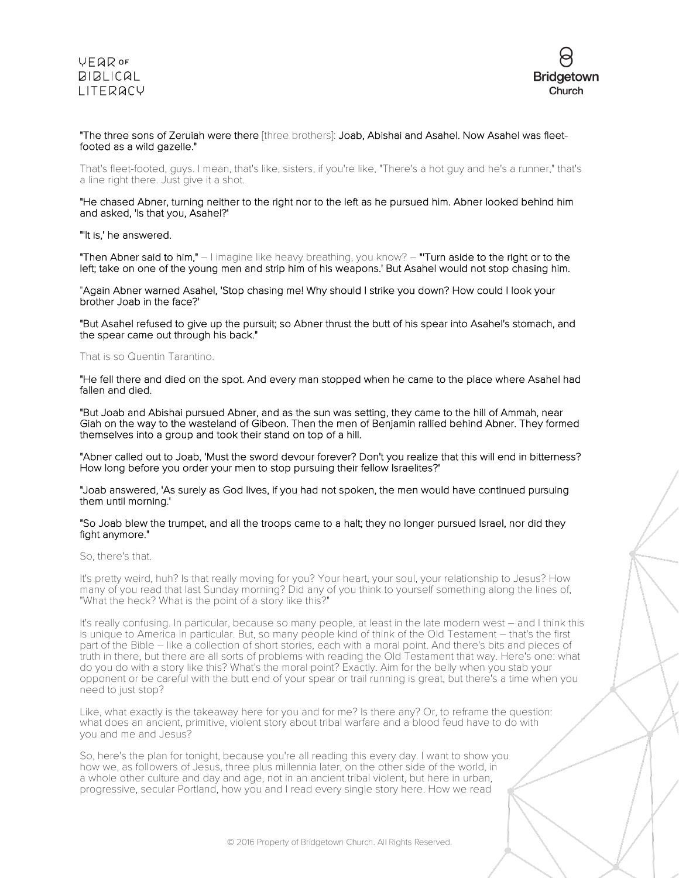**"The three sons of Zeruiah were there** [three brothers]**: Joab, Abishai and Asahel. Now Asahel was fleet-footed as a wild gazelle."**

That's fleet-footed, guys. I mean, that's like, sisters, if you're like, "There's a hot guy and he's a runner," that's a line right there. Just give it a shot.

**"He chased Abner, turning neither to the right nor to the left as he pursued him. Abner looked behind him and asked, 'Is that you, Asahel?'**

**"'It is,' he answered.**

**"Then Abner said to him,"** – I imagine like heavy breathing, you know? – **"'Turn aside to the right or to the left; take on one of the young men and strip him of his weapons.' But Asahel would not stop chasing him.**

**"Again Abner warned Asahel, 'Stop chasing me! Why should I strike you down? How could I look your brother Joab in the face?'**

**"But Asahel refused to give up the pursuit; so Abner thrust the butt of his spear into Asahel's stomach, and the spear came out through his back."**

That is so Quentin Tarantino.

**"He fell there and died on the spot. And every man stopped when he came to the place where Asahel had fallen and died.**

**"But Joab and Abishai pursued Abner, and as the sun was setting, they came to the hill of Ammah, near Giah on the way to the wasteland of Gibeon. Then the men of Benjamin rallied behind Abner. They formed themselves into a group and took their stand on top of a hill.**

**"Abner called out to Joab, 'Must the sword devour forever? Don't you realize that this will end in bitterness? How long before you order your men to stop pursuing their fellow Israelites?'**

**"Joab answered, 'As surely as God lives, if you had not spoken, the men would have continued pursuing them until morning.'**

**"So Joab blew the trumpet, and all the troops came to a halt; they no longer pursued Israel, nor did they fight anymore."**

So, there's that.

It's pretty weird, huh? Is that really moving for you? Your heart, your soul, your relationship to Jesus? How many of you read that last Sunday morning? Did any of you think to yourself something along the lines of, "What the heck? What is the point of a story like this?"

It's really confusing. In particular, because so many people, at least in the late modern west – and I think this is unique to America in particular. But, so many people kind of think of the Old Testament – that's the first part of the Bible – like a collection of short stories, each with a moral point. And there's bits and pieces of truth in there, but there are all sorts of problems with reading the Old Testament that way. Here's one: what do you do with a story like this? What's the moral point? Exactly. Aim for the belly when you stab your opponent or be careful with the butt end of your spear or trail running is great, but there's a time when you need to just stop?

Like, what exactly is the takeaway here for you and for me? Is there any? Or, to reframe the question: what does an ancient, primitive, violent story about tribal warfare and a blood feud have to do with you and me and Jesus?

So, here's the plan for tonight, because you're all reading this every day. I want to show you how we, as followers of Jesus, three plus millennia later, on the other side of the world, in a whole other culture and day and age, not in an ancient tribal violent, but here in urban, progressive, secular Portland, how you and I read every single story here. How we read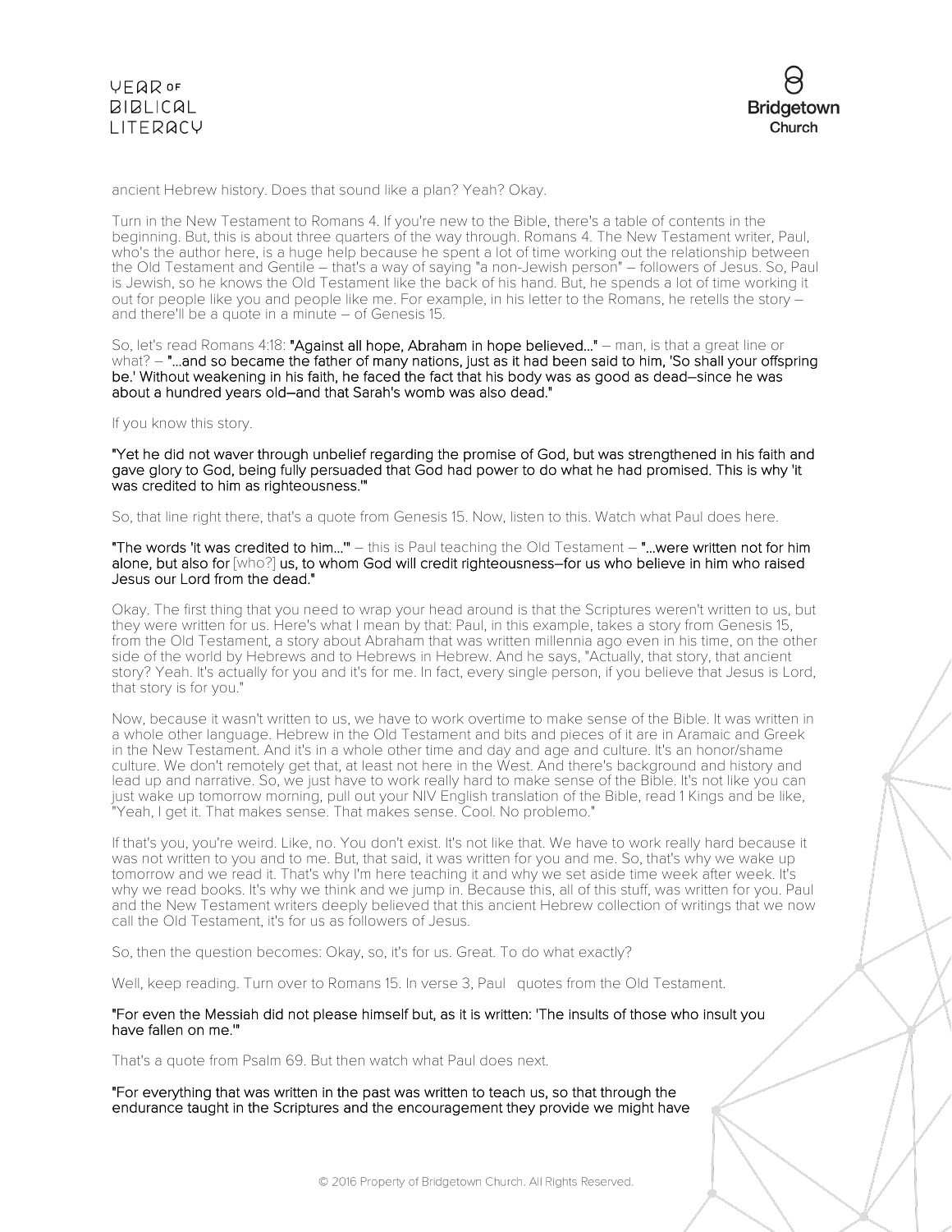ancient Hebrew history. Does that sound like a plan? Yeah? Okay.

Turn in the New Testament to Romans 4. If you're new to the Bible, there's a table of contents in the beginning. But, this is about three quarters of the way through. Romans 4. The New Testament writer, Paul, who's the author here, is a huge help because he spent a lot of time working out the relationship between the Old Testament and Gentile – that's a way of saying "a non-Jewish person" – followers of Jesus. So, Paul is Jewish, so he knows the Old Testament like the back of his hand. But, he spends a lot of time working it out for people like you and people like me. For example, in his letter to the Romans, he retells the story – and there'll be a quote in a minute – of Genesis 15.

So, let's read Romans 4:18: **"Against all hope, Abraham in hope believed..."** – man, is that a great line or what? – **"...and so became the father of many nations, just as it had been said to him, 'So shall your offspring be.' Without weakening in his faith, he faced the fact that his body was as good as dead–since he was about a hundred years old–and that Sarah's womb was also dead."**

If you know this story.

**"Yet he did not waver through unbelief regarding the promise of God, but was strengthened in his faith and gave glory to God, being fully persuaded that God had power to do what he had promised. This is why 'it was credited to him as righteousness.'"**

So, that line right there, that's a quote from Genesis 15. Now, listen to this. Watch what Paul does here.

**"The words 'it was credited to him...'"** – this is Paul teaching the Old Testament – **"...were written not for him alone, but also for** [who?] **us, to whom God will credit righteousness–for us who believe in him who raised Jesus our Lord from the dead."**

Okay. The first thing that you need to wrap your head around is that the Scriptures weren't written to us, but they were written for us. Here's what I mean by that: Paul, in this example, takes a story from Genesis 15, from the Old Testament, a story about Abraham that was written millennia ago even in his time, on the other side of the world by Hebrews and to Hebrews in Hebrew. And he says, "Actually, that story, that ancient story? Yeah. It's actually for you and it's for me. In fact, every single person, if you believe that Jesus is Lord, that story is for you."

Now, because it wasn't written to us, we have to work overtime to make sense of the Bible. It was written in a whole other language. Hebrew in the Old Testament and bits and pieces of it are in Aramaic and Greek in the New Testament. And it's in a whole other time and day and age and culture. It's an honor/shame culture. We don't remotely get that, at least not here in the West. And there's background and history and lead up and narrative. So, we just have to work really hard to make sense of the Bible. It's not like you can just wake up tomorrow morning, pull out your NIV English translation of the Bible, read 1 Kings and be like, "Yeah, I get it. That makes sense. That makes sense. Cool. No problemo."

If that's you, you're weird. Like, no. You don't exist. It's not like that. We have to work really hard because it was not written to you and to me. But, that said, it was written for you and me. So, that's why we wake up tomorrow and we read it. That's why I'm here teaching it and why we set aside time week after week. It's why we read books. It's why we think and we jump in. Because this, all of this stuff, was written for you. Paul and the New Testament writers deeply believed that this ancient Hebrew collection of writings that we now call the Old Testament, it's for us as followers of Jesus.

So, then the question becomes: Okay, so, it's for us. Great. To do what exactly?

Well, keep reading. Turn over to Romans 15. In verse 3, Paul quotes from the Old Testament.

**"For even the Messiah did not please himself but, as it is written: 'The insults of those who insult you have fallen on me.'"**

That's a quote from Psalm 69. But then watch what Paul does next.

**"For everything that was written in the past was written to teach us, so that through the endurance taught in the Scriptures and the encouragement they provide we might have**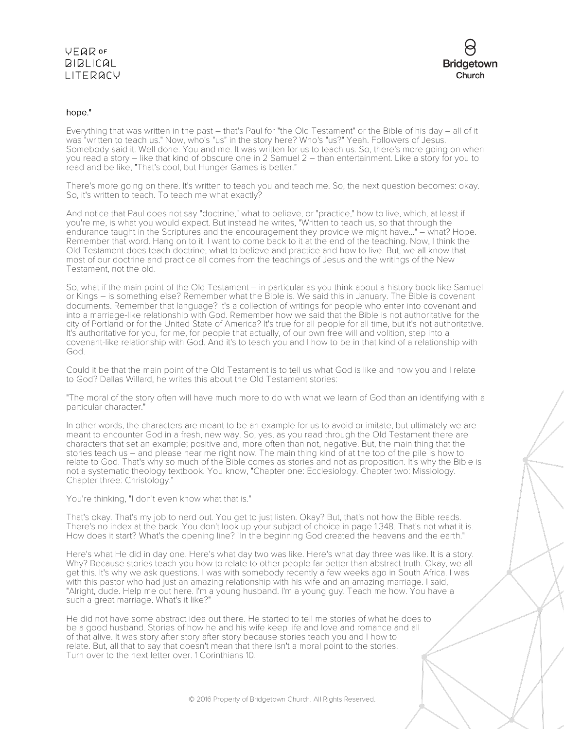hope."

Everything that was written in the past – that's Paul for "the Old Testament" or the Bible of his day – all of it was "written to teach us." Now, who's "us" in the story here? Who's "us?" Yeah. Followers of Jesus. Somebody said it. Well done. You and me. It was written for us to teach us. So, there's more going on when you read a story – like that kind of obscure one in 2 Samuel 2 – than entertainment. Like a story for you to read and be like, "That's cool, but Hunger Games is better."

There's more going on there. It's written to teach you and teach me. So, the next question becomes: okay. So, it's written to teach. To teach me what exactly?

And notice that Paul does not say "doctrine," what to believe, or "practice," how to live, which, at least if you're me, is what you would expect. But instead he writes, "Written to teach us, so that through the endurance taught in the Scriptures and the encouragement they provide we might have..." – what? Hope. Remember that word. Hang on to it. I want to come back to it at the end of the teaching. Now, I think the Old Testament does teach doctrine; what to believe and practice and how to live. But, we all know that most of our doctrine and practice all comes from the teachings of Jesus and the writings of the New Testament, not the old.

So, what if the main point of the Old Testament – in particular as you think about a history book like Samuel or Kings – is something else? Remember what the Bible is. We said this in January. The Bible is covenant documents. Remember that language? It's a collection of writings for people who enter into covenant and into a marriage-like relationship with God. Remember how we said that the Bible is not authoritative for the city of Portland or for the United State of America? It's true for all people for all time, but it's not authoritative. It's authoritative for you, for me, for people that actually, of our own free will and volition, step into a covenant-like relationship with God. And it's to teach you and I how to be in that kind of a relationship with God.

Could it be that the main point of the Old Testament is to tell us what God is like and how you and I relate to God? Dallas Willard, he writes this about the Old Testament stories:

"The moral of the story often will have much more to do with what we learn of God than an identifying with a particular character."

In other words, the characters are meant to be an example for us to avoid or imitate, but ultimately we are meant to encounter God in a fresh, new way. So, yes, as you read through the Old Testament there are characters that set an example; positive and, more often than not, negative. But, the main thing that the stories teach us – and please hear me right now. The main thing kind of at the top of the pile is how to relate to God. That's why so much of the Bible comes as stories and not as proposition. It's why the Bible is not a systematic theology textbook. You know, "Chapter one: Ecclesiology. Chapter two: Missiology. Chapter three: Christology."

You're thinking, "I don't even know what that is."

That's okay. That's my job to nerd out. You get to just listen. Okay? But, that's not how the Bible reads. There's no index at the back. You don't look up your subject of choice in page 1,348. That's not what it is. How does it start? What's the opening line? "In the beginning God created the heavens and the earth."

Here's what He did in day one. Here's what day two was like. Here's what day three was like. It is a story. Why? Because stories teach you how to relate to other people far better than abstract truth. Okay, we all get this. It's why we ask questions. I was with somebody recently a few weeks ago in South Africa. I was with this pastor who had just an amazing relationship with his wife and an amazing marriage. I said, "Alright, dude. Help me out here. I'm a young husband. I'm a young guy. Teach me how. You have a such a great marriage. What's it like?"

He did not have some abstract idea out there. He started to tell me stories of what he does to be a good husband. Stories of how he and his wife keep life and love and romance and all of that alive. It was story after story after story because stories teach you and I how to relate. But, all that to say that doesn't mean that there isn't a moral point to the stories. Turn over to the next letter over. 1 Corinthians 10.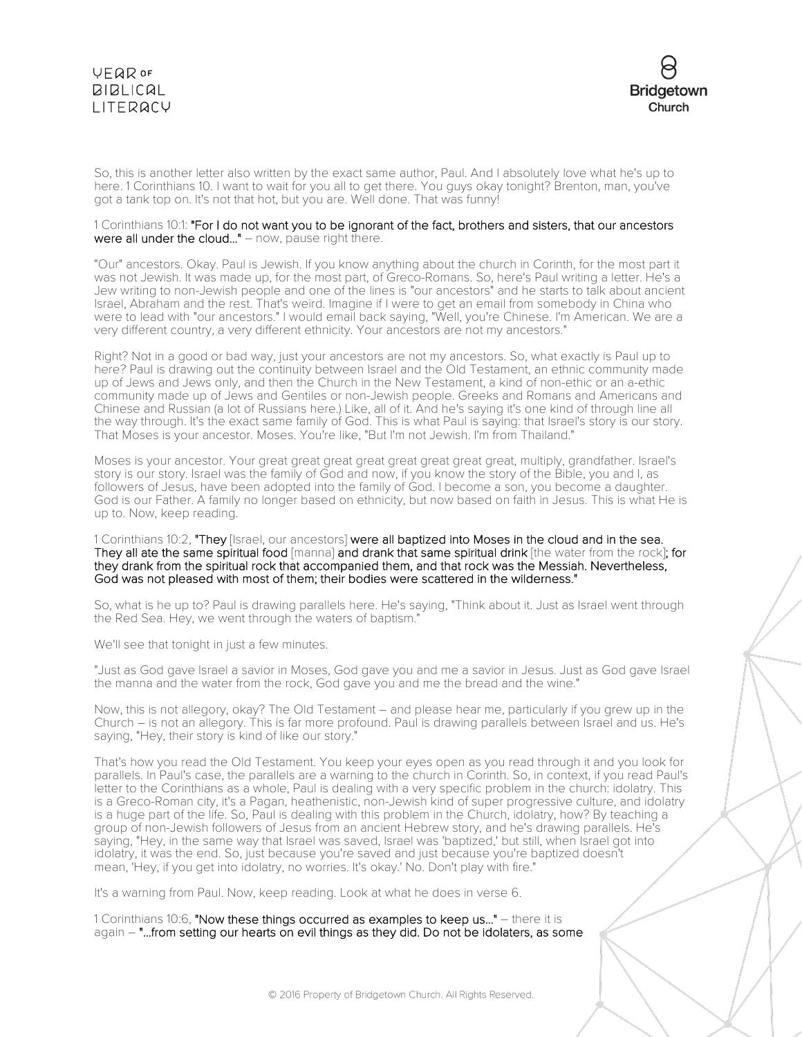So, this is another letter also written by the exact same author, Paul. And I absolutely love what he's up to here. 1 Corinthians 10. I want to wait for you all to get there. You guys okay tonight? Brenton, man, you've got a tank top on. It's not that hot, but you are. Well done. That was funny!

1 Corinthians 10:1: **"For I do not want you to be ignorant of the fact, brothers and sisters, that our ancestors were all under the cloud…"** – now, pause right there.

"Our" ancestors. Okay. Paul is Jewish. If you know anything about the church in Corinth, for the most part it was not Jewish. It was made up, for the most part, of Greco-Romans. So, here's Paul writing a letter. He's a Jew writing to non-Jewish people and one of the lines is "our ancestors" and he starts to talk about ancient Israel, Abraham and the rest. That's weird. Imagine if I were to get an email from somebody in China who were to lead with "our ancestors." I would email back saying, "Well, you're Chinese. I'm American. We are a very different country, a very different ethnicity. Your ancestors are not my ancestors."

Right? Not in a good or bad way, just your ancestors are not my ancestors. So, what exactly is Paul up to here? Paul is drawing out the continuity between Israel and the Old Testament, an ethnic community made up of Jews and Jews only, and then the Church in the New Testament, a kind of non-ethic or an a-ethic community made up of Jews and Gentiles or non-Jewish people. Greeks and Romans and Americans and Chinese and Russian (a lot of Russians here.) Like, all of it. And he's saying it's one kind of through line all the way through. It's the exact same family of God. This is what Paul is saying: that Israel's story is our story. That Moses is your ancestor. Moses. You're like, "But I'm not Jewish. I'm from Thailand."

Moses is your ancestor. Your great great great great great great great great, multiply, grandfather. Israel's story is our story. Israel was the family of God and now, if you know the story of the Bible, you and I, as followers of Jesus, have been adopted into the family of God. I become a son, you become a daughter. God is our Father. A family no longer based on ethnicity, but now based on faith in Jesus. This is what He is up to. Now, keep reading.

1 Corinthians 10:2, **"They** [Israel, our ancestors] **were all baptized into Moses in the cloud and in the sea. They all ate the same spiritual food** [manna] **and drank that same spiritual drink** [the water from the rock]**; for they drank from the spiritual rock that accompanied them, and that rock was the Messiah. Nevertheless, God was not pleased with most of them; their bodies were scattered in the wilderness."**

So, what is he up to? Paul is drawing parallels here. He's saying, "Think about it. Just as Israel went through the Red Sea. Hey, we went through the waters of baptism."

We'll see that tonight in just a few minutes.

"Just as God gave Israel a savior in Moses, God gave you and me a savior in Jesus. Just as God gave Israel the manna and the water from the rock, God gave you and me the bread and the wine."

Now, this is not allegory, okay? The Old Testament – and please hear me, particularly if you grew up in the Church – is not an allegory. This is far more profound. Paul is drawing parallels between Israel and us. He's saying, "Hey, their story is kind of like our story."

That's how you read the Old Testament. You keep your eyes open as you read through it and you look for parallels. In Paul's case, the parallels are a warning to the church in Corinth. So, in context, if you read Paul's letter to the Corinthians as a whole, Paul is dealing with a very specific problem in the church: idolatry. This is a Greco-Roman city, it's a Pagan, heathenistic, non-Jewish kind of super progressive culture, and idolatry is a huge part of the life. So, Paul is dealing with this problem in the Church, idolatry, how? By teaching a group of non-Jewish followers of Jesus from an ancient Hebrew story, and he's drawing parallels. He's saying, "Hey, in the same way that Israel was saved, Israel was 'baptized,' but still, when Israel got into idolatry, it was the end. So, just because you're saved and just because you're baptized doesn't mean, 'Hey, if you get into idolatry, no worries. It's okay.' No. Don't play with fire."

It's a warning from Paul. Now, keep reading. Look at what he does in verse 6.

1 Corinthians 10:6, **"Now these things occurred as examples to keep us…"** – there it is again – **"…from setting our hearts on evil things as they did. Do not be idolaters, as some**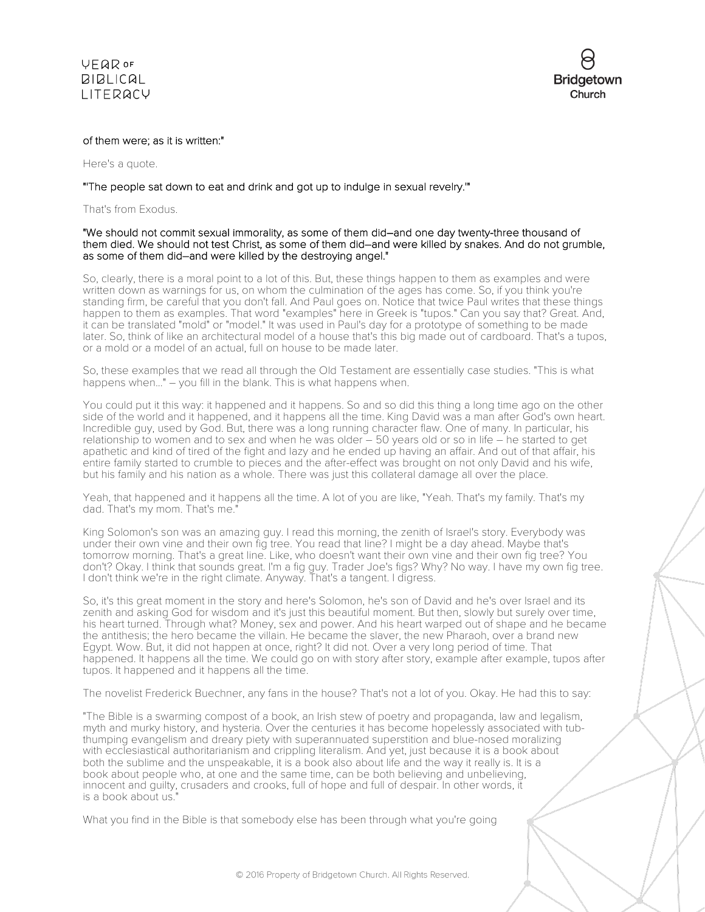of them were; as it is written:"

Here's a quote.

"'The people sat down to eat and drink and got up to indulge in sexual revelry.'"

That's from Exodus.

"We should not commit sexual immorality, as some of them did–and one day twenty-three thousand of them died. We should not test Christ, as some of them did–and were killed by snakes. And do not grumble, as some of them did–and were killed by the destroying angel."

So, clearly, there is a moral point to a lot of this. But, these things happen to them as examples and were written down as warnings for us, on whom the culmination of the ages has come. So, if you think you're standing firm, be careful that you don't fall. And Paul goes on. Notice that twice Paul writes that these things happen to them as examples. That word "examples" here in Greek is "tupos." Can you say that? Great. And, it can be translated "mold" or "model." It was used in Paul's day for a prototype of something to be made later. So, think of like an architectural model of a house that's this big made out of cardboard. That's a tupos, or a mold or a model of an actual, full on house to be made later.

So, these examples that we read all through the Old Testament are essentially case studies. "This is what happens when…" – you fill in the blank. This is what happens when.

You could put it this way: it happened and it happens. So and so did this thing a long time ago on the other side of the world and it happened, and it happens all the time. King David was a man after God's own heart. Incredible guy, used by God. But, there was a long running character flaw. One of many. In particular, his relationship to women and to sex and when he was older – 50 years old or so in life – he started to get apathetic and kind of tired of the fight and lazy and he ended up having an affair. And out of that affair, his entire family started to crumble to pieces and the after-effect was brought on not only David and his wife, but his family and his nation as a whole. There was just this collateral damage all over the place.

Yeah, that happened and it happens all the time. A lot of you are like, "Yeah. That's my family. That's my dad. That's my mom. That's me."

King Solomon's son was an amazing guy. I read this morning, the zenith of Israel's story. Everybody was under their own vine and their own fig tree. You read that line? I might be a day ahead. Maybe that's tomorrow morning. That's a great line. Like, who doesn't want their own vine and their own fig tree? You don't? Okay. I think that sounds great. I'm a fig guy. Trader Joe's figs? Why? No way. I have my own fig tree. I don't think we're in the right climate. Anyway. That's a tangent. I digress.

So, it's this great moment in the story and here's Solomon, he's son of David and he's over Israel and its zenith and asking God for wisdom and it's just this beautiful moment. But then, slowly but surely over time, his heart turned. Through what? Money, sex and power. And his heart warped out of shape and he became the antithesis; the hero became the villain. He became the slaver, the new Pharaoh, over a brand new Egypt. Wow. But, it did not happen at once, right? It did not. Over a very long period of time. That happened. It happens all the time. We could go on with story after story, example after example, tupos after tupos. It happened and it happens all the time.

The novelist Frederick Buechner, any fans in the house? That's not a lot of you. Okay. He had this to say:

"The Bible is a swarming compost of a book, an Irish stew of poetry and propaganda, law and legalism, myth and murky history, and hysteria. Over the centuries it has become hopelessly associated with tub-thumping evangelism and dreary piety with superannuated superstition and blue-nosed moralizing with ecclesiastical authoritarianism and crippling literalism. And yet, just because it is a book about both the sublime and the unspeakable, it is a book also about life and the way it really is. It is a book about people who, at one and the same time, can be both believing and unbelieving, innocent and guilty, crusaders and crooks, full of hope and full of despair. In other words, it is a book about us."

What you find in the Bible is that somebody else has been through what you're going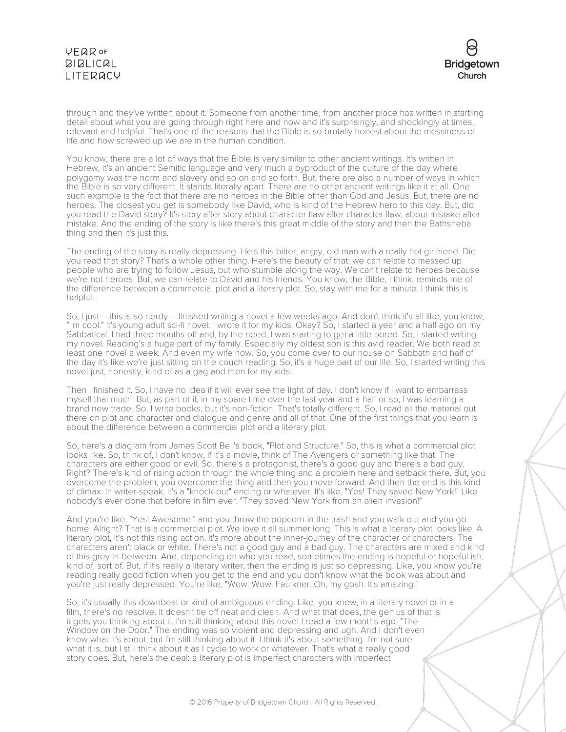through and they've written about it. Someone from another time, from another place has written in startling detail about what you are going through right here and now and it's surprisingly, and shockingly at times, relevant and helpful. That's one of the reasons that the Bible is so brutally honest about the messiness of life and how screwed up we are in the human condition.

You know, there are a lot of ways that the Bible is very similar to other ancient writings. It's written in Hebrew, it's an ancient Semitic language and very much a byproduct of the culture of the day where polygamy was the norm and slavery and so on and so forth. But, there are also a number of ways in which the Bible is so very different. It stands literally apart. There are no other ancient writings like it at all. One such example is the fact that there are no heroes in the Bible other than God and Jesus. But, there are no heroes. The closest you get is somebody like David, who is kind of the Hebrew hero to this day. But, did you read the David story? It's story after story about character flaw after character flaw, about mistake after mistake. And the ending of the story is like there's this great middle of the story and then the Bathsheba thing and then it's just this.

The ending of the story is really depressing. He's this bitter, angry, old man with a really hot girlfriend. Did you read that story? That's a whole other thing. Here's the beauty of that: we can relate to messed up people who are trying to follow Jesus, but who stumble along the way. We can't relate to heroes because we're not heroes. But, we can relate to David and his friends. You know, the Bible, I think, reminds me of the difference between a commercial plot and a literary plot. So, stay with me for a minute. I think this is helpful.

So, I just – this is so nerdy – finished writing a novel a few weeks ago. And don't think it's all like, you know, "I'm cool." It's young adult sci-fi novel. I wrote it for my kids. Okay? So, I started a year and a half ago on my Sabbatical. I had three months off and, by the need, I was starting to get a little bored. So, I started writing my novel. Reading's a huge part of my family. Especially my oldest son is this avid reader. We both read at least one novel a week. And even my wife now. So, you come over to our house on Sabbath and half of the day it's like we're just sitting on the couch reading. So, it's a huge part of our life. So, I started writing this novel just, honestly, kind of as a gag and then for my kids.

Then I finished it. So, I have no idea if it will ever see the light of day. I don't know if I want to embarrass myself that much. But, as part of it, in my spare time over the last year and a half or so, I was learning a brand new trade. So, I write books, but it's non-fiction. That's totally different. So, I read all the material out there on plot and character and dialogue and genre and all of that. One of the first things that you learn is about the difference between a commercial plot and a literary plot.

So, here's a diagram from James Scott Bell's book, "Plot and Structure." So, this is what a commercial plot looks like. So, think of, I don't know, if it's a movie, think of The Avengers or something like that. The characters are either good or evil. So, there's a protagonist, there's a good guy and there's a bad guy. Right? There's kind of rising action through the whole thing and a problem here and setback there. But, you overcome the problem, you overcome the thing and then you move forward. And then the end is this kind of climax. In writer-speak, it's a "knock-out" ending or whatever. It's like, "Yes! They saved New York!" Like nobody's ever done that before in film ever. "They saved New York from an alien invasion!"

And you're like, "Yes! Awesome!" and you throw the popcorn in the trash and you walk out and you go home. Alright? That is a commercial plot. We love it all summer long. This is what a literary plot looks like. A literary plot, it's not this rising action. It's more about the inner-journey of the character or characters. The characters aren't black or white. There's not a good guy and a bad guy. The characters are mixed and kind of this grey in-between. And, depending on who you read, sometimes the ending is hopeful or hopeful-ish, kind of, sort of. But, if it's really a literary writer, then the ending is just so depressing. Like, you know you're reading really good fiction when you get to the end and you don't know what the book was about and you're just really depressed. You're like, "Wow. Wow. Faulkner. Oh, my gosh. It's amazing."

So, it's usually this downbeat or kind of ambiguous ending. Like, you know, in a literary novel or in a film, there's no resolve. It doesn't tie off neat and clean. And what that does, the genius of that is it gets you thinking about it. I'm still thinking about this novel I read a few months ago. "The Window on the Door." The ending was so violent and depressing and ugh. And I don't even know what it's about, but I'm still thinking about it. I think it's about something. I'm not sure what it is, but I still think about it as I cycle to work or whatever. That's what a really good story does. But, here's the deal: a literary plot is imperfect characters with imperfect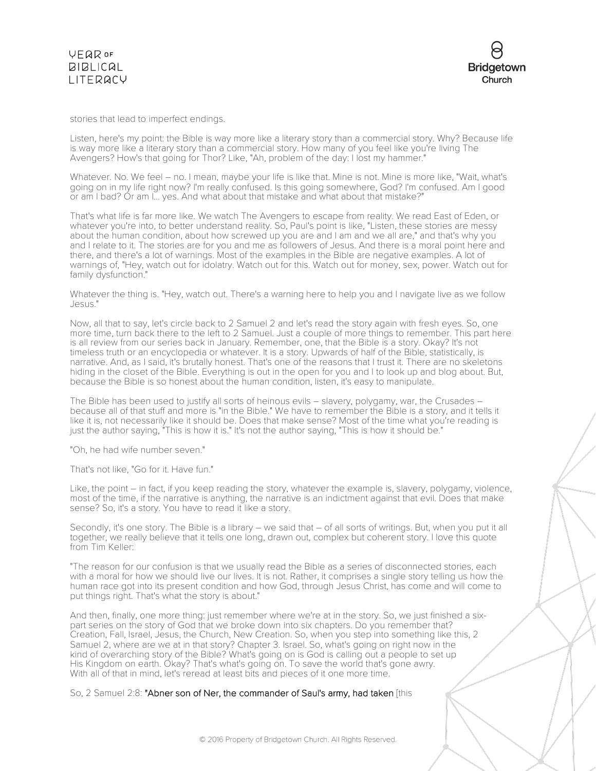stories that lead to imperfect endings.

Listen, here's my point: the Bible is way more like a literary story than a commercial story. Why? Because life is way more like a literary story than a commercial story. How many of you feel like you're living The Avengers? How's that going for Thor? Like, "Ah, problem of the day: I lost my hammer."

Whatever. No. We feel – no. I mean, maybe your life is like that. Mine is not. Mine is more like, "Wait, what's going on in my life right now? I'm really confused. Is this going somewhere, God? I'm confused. Am I good or am I bad? Or am I... yes. And what about that mistake and what about that mistake?"

That's what life is far more like. We watch The Avengers to escape from reality. We read East of Eden, or whatever you're into, to better understand reality. So, Paul's point is like, "Listen, these stories are messy about the human condition, about how screwed up you are and I am and we all are," and that's why you and I relate to it. The stories are for you and me as followers of Jesus. And there is a moral point here and there, and there's a lot of warnings. Most of the examples in the Bible are negative examples. A lot of warnings of, "Hey, watch out for idolatry. Watch out for this. Watch out for money, sex, power. Watch out for family dysfunction."

Whatever the thing is. "Hey, watch out. There's a warning here to help you and I navigate live as we follow Jesus."

Now, all that to say, let's circle back to 2 Samuel 2 and let's read the story again with fresh eyes. So, one more time, turn back there to the left to 2 Samuel. Just a couple of more things to remember. This part here is all review from our series back in January. Remember, one, that the Bible is a story. Okay? It's not timeless truth or an encyclopedia or whatever. It is a story. Upwards of half of the Bible, statistically, is narrative. And, as I said, it's brutally honest. That's one of the reasons that I trust it. There are no skeletons hiding in the closet of the Bible. Everything is out in the open for you and I to look up and blog about. But, because the Bible is so honest about the human condition, listen, it's easy to manipulate.

The Bible has been used to justify all sorts of heinous evils – slavery, polygamy, war, the Crusades – because all of that stuff and more is "in the Bible." We have to remember the Bible is a story, and it tells it like it is, not necessarily like it should be. Does that make sense? Most of the time what you're reading is just the author saying, "This is how it is." It's not the author saying, "This is how it should be."

"Oh, he had wife number seven."

That's not like, "Go for it. Have fun."

Like, the point – in fact, if you keep reading the story, whatever the example is, slavery, polygamy, violence, most of the time, if the narrative is anything, the narrative is an indictment against that evil. Does that make sense? So, it's a story. You have to read it like a story.

Secondly, it's one story. The Bible is a library – we said that – of all sorts of writings. But, when you put it all together, we really believe that it tells one long, drawn out, complex but coherent story. I love this quote from Tim Keller:

"The reason for our confusion is that we usually read the Bible as a series of disconnected stories, each with a moral for how we should live our lives. It is not. Rather, it comprises a single story telling us how the human race got into its present condition and how God, through Jesus Christ, has come and will come to put things right. That's what the story is about."

And then, finally, one more thing: just remember where we're at in the story. So, we just finished a six-part series on the story of God that we broke down into six chapters. Do you remember that? Creation, Fall, Israel, Jesus, the Church, New Creation. So, when you step into something like this, 2 Samuel 2, where are we at in that story? Chapter 3. Israel. So, what's going on right now in the kind of overarching story of the Bible? What's going on is God is calling out a people to set up His Kingdom on earth. Okay? That's what's going on. To save the world that's gone awry. With all of that in mind, let's reread at least bits and pieces of it one more time.

So, 2 Samuel 2:8: "Abner son of Ner, the commander of Saul's army, had taken [this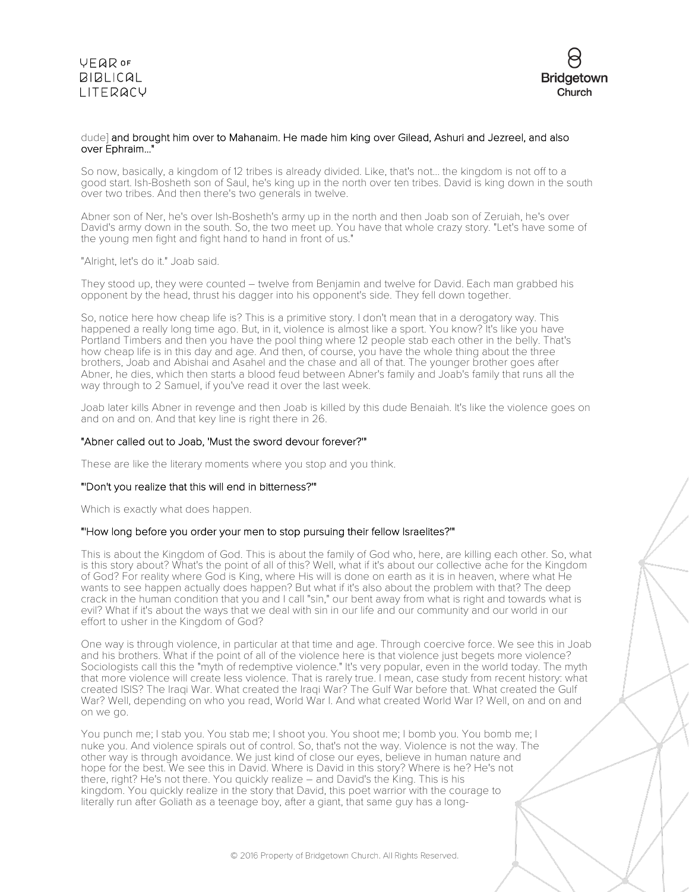dude] **and brought him over to Mahanaim. He made him king over Gilead, Ashuri and Jezreel, and also over Ephraim..."**

So now, basically, a kingdom of 12 tribes is already divided. Like, that's not... the kingdom is not off to a good start. Ish-Bosheth son of Saul, he's king up in the north over ten tribes. David is king down in the south over two tribes. And then there's two generals in twelve.

Abner son of Ner, he's over Ish-Bosheth's army up in the north and then Joab son of Zeruiah, he's over David's army down in the south. So, the two meet up. You have that whole crazy story. "Let's have some of the young men fight and fight hand to hand in front of us."

"Alright, let's do it." Joab said.

They stood up, they were counted – twelve from Benjamin and twelve for David. Each man grabbed his opponent by the head, thrust his dagger into his opponent's side. They fell down together.

So, notice here how cheap life is? This is a primitive story. I don't mean that in a derogatory way. This happened a really long time ago. But, in it, violence is almost like a sport. You know? It's like you have Portland Timbers and then you have the pool thing where 12 people stab each other in the belly. That's how cheap life is in this day and age. And then, of course, you have the whole thing about the three brothers, Joab and Abishai and Asahel and the chase and all of that. The younger brother goes after Abner, he dies, which then starts a blood feud between Abner's family and Joab's family that runs all the way through to 2 Samuel, if you've read it over the last week.

Joab later kills Abner in revenge and then Joab is killed by this dude Benaiah. It's like the violence goes on and on and on. And that key line is right there in 26.

**"Abner called out to Joab, 'Must the sword devour forever?'"**

These are like the literary moments where you stop and you think.

**"'Don't you realize that this will end in bitterness?'"**

Which is exactly what does happen.

**"'How long before you order your men to stop pursuing their fellow Israelites?'"**

This is about the Kingdom of God. This is about the family of God who, here, are killing each other. So, what is this story about? What's the point of all of this? Well, what if it's about our collective ache for the Kingdom of God? For reality where God is King, where His will is done on earth as it is in heaven, where what He wants to see happen actually does happen? But what if it's also about the problem with that? The deep crack in the human condition that you and I call "sin," our bent away from what is right and towards what is evil? What if it's about the ways that we deal with sin in our life and our community and our world in our effort to usher in the Kingdom of God?

One way is through violence, in particular at that time and age. Through coercive force. We see this in Joab and his brothers. What if the point of all of the violence here is that violence just begets more violence? Sociologists call this the "myth of redemptive violence." It's very popular, even in the world today. The myth that more violence will create less violence. That is rarely true. I mean, case study from recent history: what created ISIS? The Iraqi War. What created the Iraqi War? The Gulf War before that. What created the Gulf War? Well, depending on who you read, World War I. And what created World War I? Well, on and on and on we go.

You punch me; I stab you. You stab me; I shoot you. You shoot me; I bomb you. You bomb me; I nuke you. And violence spirals out of control. So, that's not the way. Violence is not the way. The other way is through avoidance. We just kind of close our eyes, believe in human nature and hope for the best. We see this in David. Where is David in this story? Where is he? He's not there, right? He's not there. You quickly realize – and David's the King. This is his kingdom. You quickly realize in the story that David, this poet warrior with the courage to literally run after Goliath as a teenage boy, after a giant, that same guy has a long-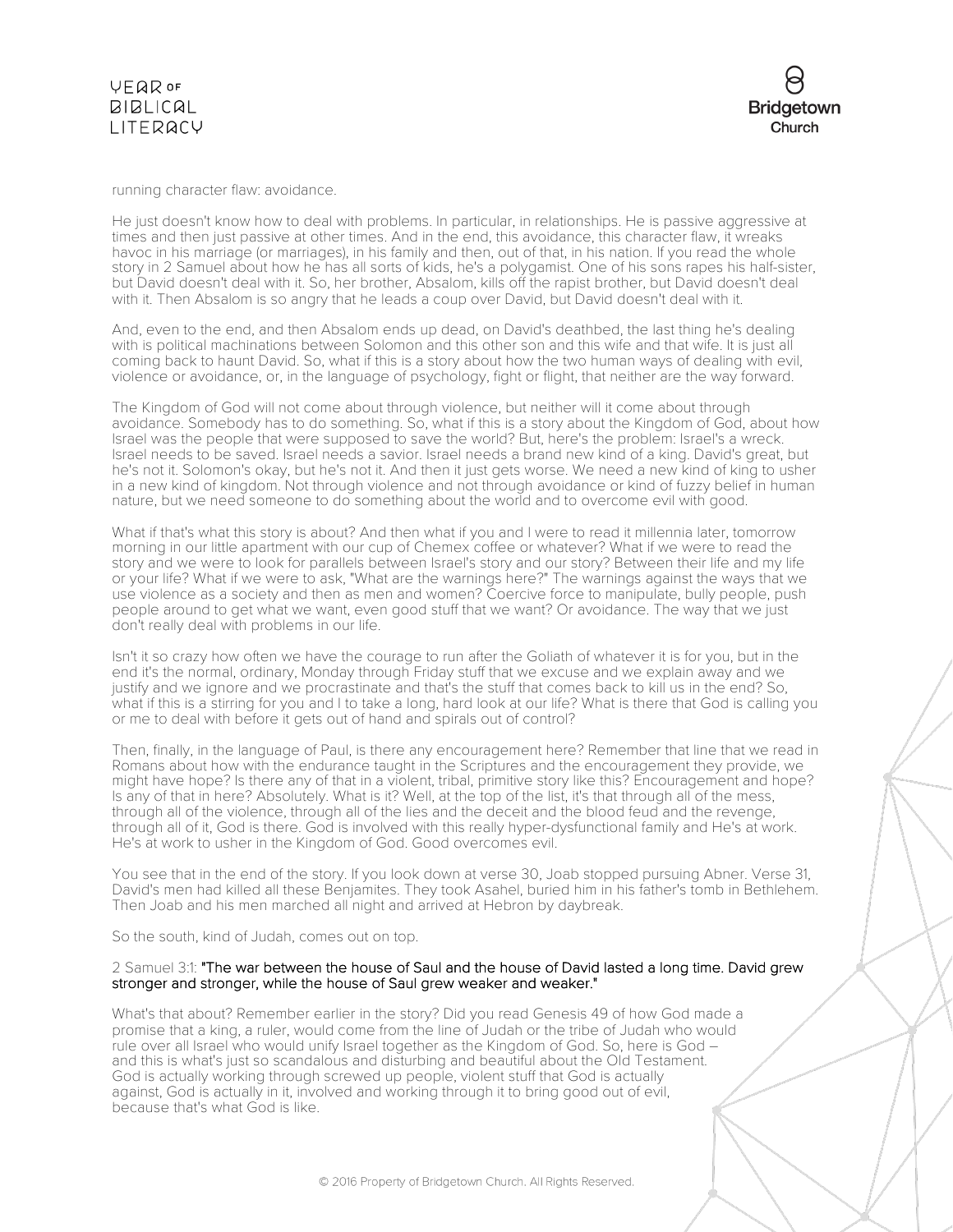running character flaw: avoidance.

He just doesn't know how to deal with problems. In particular, in relationships. He is passive aggressive at times and then just passive at other times. And in the end, this avoidance, this character flaw, it wreaks havoc in his marriage (or marriages), in his family and then, out of that, in his nation. If you read the whole story in 2 Samuel about how he has all sorts of kids, he's a polygamist. One of his sons rapes his half-sister, but David doesn't deal with it. So, her brother, Absalom, kills off the rapist brother, but David doesn't deal with it. Then Absalom is so angry that he leads a coup over David, but David doesn't deal with it.

And, even to the end, and then Absalom ends up dead, on David's deathbed, the last thing he's dealing with is political machinations between Solomon and this other son and this wife and that wife. It is just all coming back to haunt David. So, what if this is a story about how the two human ways of dealing with evil, violence or avoidance, or, in the language of psychology, fight or flight, that neither are the way forward.

The Kingdom of God will not come about through violence, but neither will it come about through avoidance. Somebody has to do something. So, what if this is a story about the Kingdom of God, about how Israel was the people that were supposed to save the world? But, here's the problem: Israel's a wreck. Israel needs to be saved. Israel needs a savior. Israel needs a brand new kind of a king. David's great, but he's not it. Solomon's okay, but he's not it. And then it just gets worse. We need a new kind of king to usher in a new kind of kingdom. Not through violence and not through avoidance or kind of fuzzy belief in human nature, but we need someone to do something about the world and to overcome evil with good.

What if that's what this story is about? And then what if you and I were to read it millennia later, tomorrow morning in our little apartment with our cup of Chemex coffee or whatever? What if we were to read the story and we were to look for parallels between Israel's story and our story? Between their life and my life or your life? What if we were to ask, "What are the warnings here?" The warnings against the ways that we use violence as a society and then as men and women? Coercive force to manipulate, bully people, push people around to get what we want, even good stuff that we want? Or avoidance. The way that we just don't really deal with problems in our life.

Isn't it so crazy how often we have the courage to run after the Goliath of whatever it is for you, but in the end it's the normal, ordinary, Monday through Friday stuff that we excuse and we explain away and we justify and we ignore and we procrastinate and that's the stuff that comes back to kill us in the end? So, what if this is a stirring for you and I to take a long, hard look at our life? What is there that God is calling you or me to deal with before it gets out of hand and spirals out of control?

Then, finally, in the language of Paul, is there any encouragement here? Remember that line that we read in Romans about how with the endurance taught in the Scriptures and the encouragement they provide, we might have hope? Is there any of that in a violent, tribal, primitive story like this? Encouragement and hope? Is any of that in here? Absolutely. What is it? Well, at the top of the list, it's that through all of the mess, through all of the violence, through all of the lies and the deceit and the blood feud and the revenge, through all of it, God is there. God is involved with this really hyper-dysfunctional family and He's at work. He's at work to usher in the Kingdom of God. Good overcomes evil.

You see that in the end of the story. If you look down at verse 30, Joab stopped pursuing Abner. Verse 31, David's men had killed all these Benjamites. They took Asahel, buried him in his father's tomb in Bethlehem. Then Joab and his men marched all night and arrived at Hebron by daybreak.

So the south, kind of Judah, comes out on top.

2 Samuel 3:1: "The war between the house of Saul and the house of David lasted a long time. David grew stronger and stronger, while the house of Saul grew weaker and weaker."

What's that about? Remember earlier in the story? Did you read Genesis 49 of how God made a promise that a king, a ruler, would come from the line of Judah or the tribe of Judah who would rule over all Israel who would unify Israel together as the Kingdom of God. So, here is God – and this is what's just so scandalous and disturbing and beautiful about the Old Testament. God is actually working through screwed up people, violent stuff that God is actually against, God is actually in it, involved and working through it to bring good out of evil, because that's what God is like.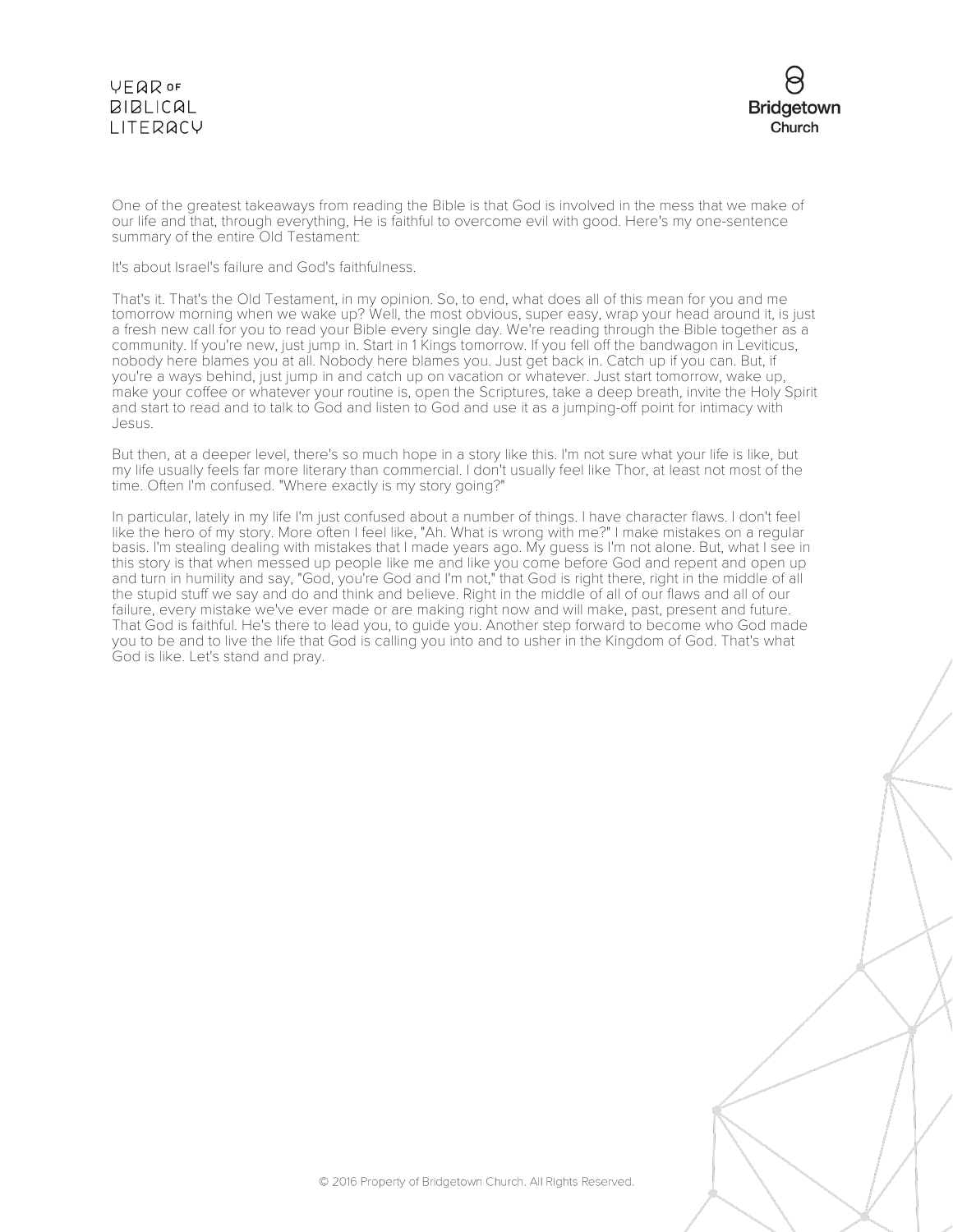One of the greatest takeaways from reading the Bible is that God is involved in the mess that we make of our life and that, through everything, He is faithful to overcome evil with good. Here's my one-sentence summary of the entire Old Testament:

It's about Israel's failure and God's faithfulness.

That's it. That's the Old Testament, in my opinion. So, to end, what does all of this mean for you and me tomorrow morning when we wake up? Well, the most obvious, super easy, wrap your head around it, is just a fresh new call for you to read your Bible every single day. We're reading through the Bible together as a community. If you're new, just jump in. Start in 1 Kings tomorrow. If you fell off the bandwagon in Leviticus, nobody here blames you at all. Nobody here blames you. Just get back in. Catch up if you can. But, if you're a ways behind, just jump in and catch up on vacation or whatever. Just start tomorrow, wake up, make your coffee or whatever your routine is, open the Scriptures, take a deep breath, invite the Holy Spirit and start to read and to talk to God and listen to God and use it as a jumping-off point for intimacy with Jesus.

But then, at a deeper level, there's so much hope in a story like this. I'm not sure what your life is like, but my life usually feels far more literary than commercial. I don't usually feel like Thor, at least not most of the time. Often I'm confused. "Where exactly is my story going?"

In particular, lately in my life I'm just confused about a number of things. I have character flaws. I don't feel like the hero of my story. More often I feel like, "Ah. What is wrong with me?" I make mistakes on a regular basis. I'm stealing dealing with mistakes that I made years ago. My guess is I'm not alone. But, what I see in this story is that when messed up people like me and like you come before God and repent and open up and turn in humility and say, "God, you're God and I'm not," that God is right there, right in the middle of all the stupid stuff we say and do and think and believe. Right in the middle of all of our flaws and all of our failure, every mistake we've ever made or are making right now and will make, past, present and future. That God is faithful. He's there to lead you, to guide you. Another step forward to become who God made you to be and to live the life that God is calling you into and to usher in the Kingdom of God. That's what God is like. Let's stand and pray.